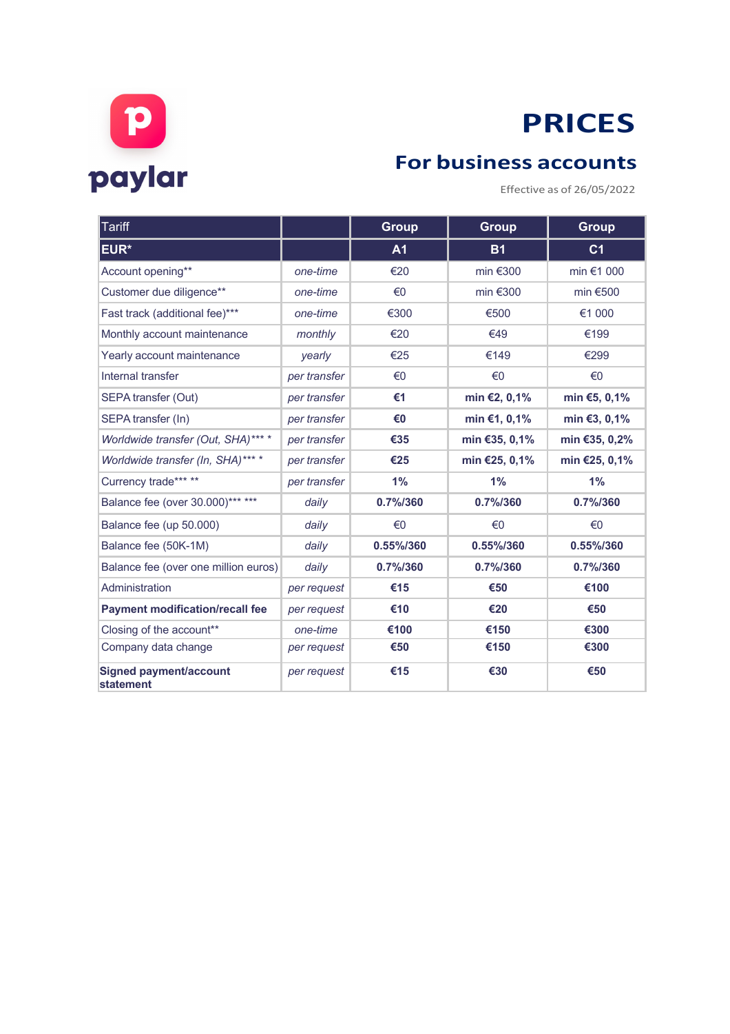paylar

# PRICES

## For business accounts

Effective as of 26/05/2022

| Tariff | | Group | Group | Group |
|---|---|---|---|---|
| **EUR*** | | **A1** | **B1** | **C1** |
| Account opening** | *one-time* | €20 | min €300 | min €1 000 |
| Customer due diligence** | *one-time* | €0 | min €300 | min €500 |
| Fast track (additional fee)*** | *one-time* | €300 | €500 | €1 000 |
| Monthly account maintenance | *monthly* | €20 | €49 | €199 |
| Yearly account maintenance | *yearly* | €25 | €149 | €299 |
| Internal transfer | *per transfer* | €0 | €0 | €0 |
| SEPA transfer (Out) | *per transfer* | **€1** | **min €2, 0,1%** | **min €5, 0,1%** |
| SEPA transfer (In) | *per transfer* | **€0** | **min €1, 0,1%** | **min €3, 0,1%** |
| *Worldwide transfer (Out, SHA)**** ** | *per transfer* | **€35** | **min €35, 0,1%** | **min €35, 0,2%** |
| *Worldwide transfer (In, SHA)**** ** | *per transfer* | **€25** | **min €25, 0,1%** | **min €25, 0,1%** |
| Currency trade*** ** | *per transfer* | **1%** | **1%** | **1%** |
| Balance fee (over 30.000)*** *** | *daily* | **0.7%/360** | **0.7%/360** | **0.7%/360** |
| Balance fee (up 50.000) | *daily* | €0 | €0 | €0 |
| Balance fee (50K-1M) | *daily* | **0.55%/360** | **0.55%/360** | **0.55%/360** |
| Balance fee (over one million euros) | *daily* | **0.7%/360** | **0.7%/360** | **0.7%/360** |
| Administration | *per request* | **€15** | **€50** | **€100** |
| **Payment modification/recall fee** | *per request* | **€10** | **€20** | **€50** |
| Closing of the account** | *one-time* | **€100** | **€150** | **€300** |
| Company data change | *per request* | **€50** | **€150** | **€300** |
| **Signed payment/account statement** | *per request* | **€15** | **€30** | **€50** |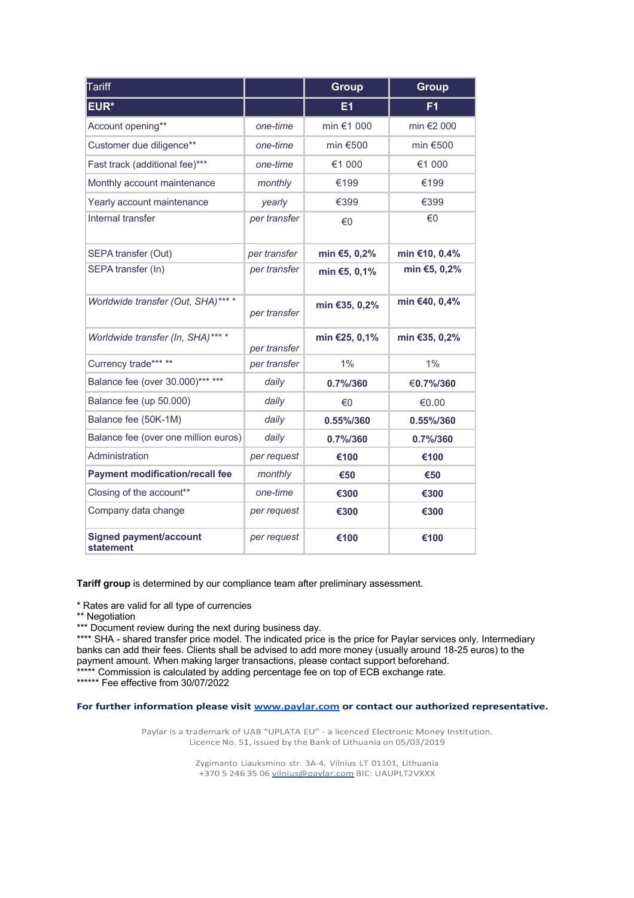| Tariff | | Group | Group |
|---|---|---|---|
| **EUR*** | | **E1** | **F1** |
| Account opening** | *one-time* | min €1 000 | min €2 000 |
| Customer due diligence** | *one-time* | min €500 | min €500 |
| Fast track (additional fee)*** | *one-time* | €1 000 | €1 000 |
| Monthly account maintenance | *monthly* | €199 | €199 |
| Yearly account maintenance | *yearly* | €399 | €399 |
| Internal transfer | *per transfer* | €0 | €0 |
| SEPA transfer (Out) | *per transfer* | **min €5, 0,2%** | **min €10, 0.4%** |
| SEPA transfer (In) | *per transfer* | **min €5, 0,1%** | **min €5, 0,2%** |
| *Worldwide transfer (Out, SHA)**** ** | *per transfer* | **min €35, 0,2%** | **min €40, 0,4%** |
| *Worldwide transfer (In, SHA)**** ** | *per transfer* | **min €25, 0,1%** | **min €35, 0,2%** |
| Currency trade*** ** | *per transfer* | 1% | 1% |
| Balance fee (over 30.000)*** *** | *daily* | **0.7%/360** | **€0.7%/360** |
| Balance fee (up 50.000) | *daily* | €0 | €0.00 |
| Balance fee (50K-1M) | *daily* | **0.55%/360** | **0.55%/360** |
| Balance fee (over one million euros) | *daily* | **0.7%/360** | **0.7%/360** |
| Administration | *per request* | **€100** | **€100** |
| **Payment modification/recall fee** | *monthly* | **€50** | **€50** |
| Closing of the account** | *one-time* | **€300** | **€300** |
| Company data change | *per request* | **€300** | **€300** |
| **Signed payment/account statement** | *per request* | **€100** | **€100** |

**Tariff group** is determined by our compliance team after preliminary assessment.

\* Rates are valid for all type of currencies
** Negotiation
*** Document review during the next during business day.
**** SHA - shared transfer price model. The indicated price is the price for Paylar services only. Intermediary banks can add their fees. Clients shall be advised to add more money (usually around 18-25 euros) to the payment amount. When making larger transactions, please contact support beforehand.
***** Commission is calculated by adding percentage fee on top of ECB exchange rate.
****** Fee effective from 30/07/2022

**For further information please visit www.paylar.com or contact our authorized representative.**

Paylar is a trademark of UAB "UPLATA EU" - a licenced Electronic Money Institution.
Licence No. 51, issued by the Bank of Lithuania on 05/03/2019

Zygimanto Liauksmino str. 3A-4, Vilnius LT 01101, Lithuania
+370 5 246 35 06 vilnius@paylar.com BIC: UAUPLT2VXXX